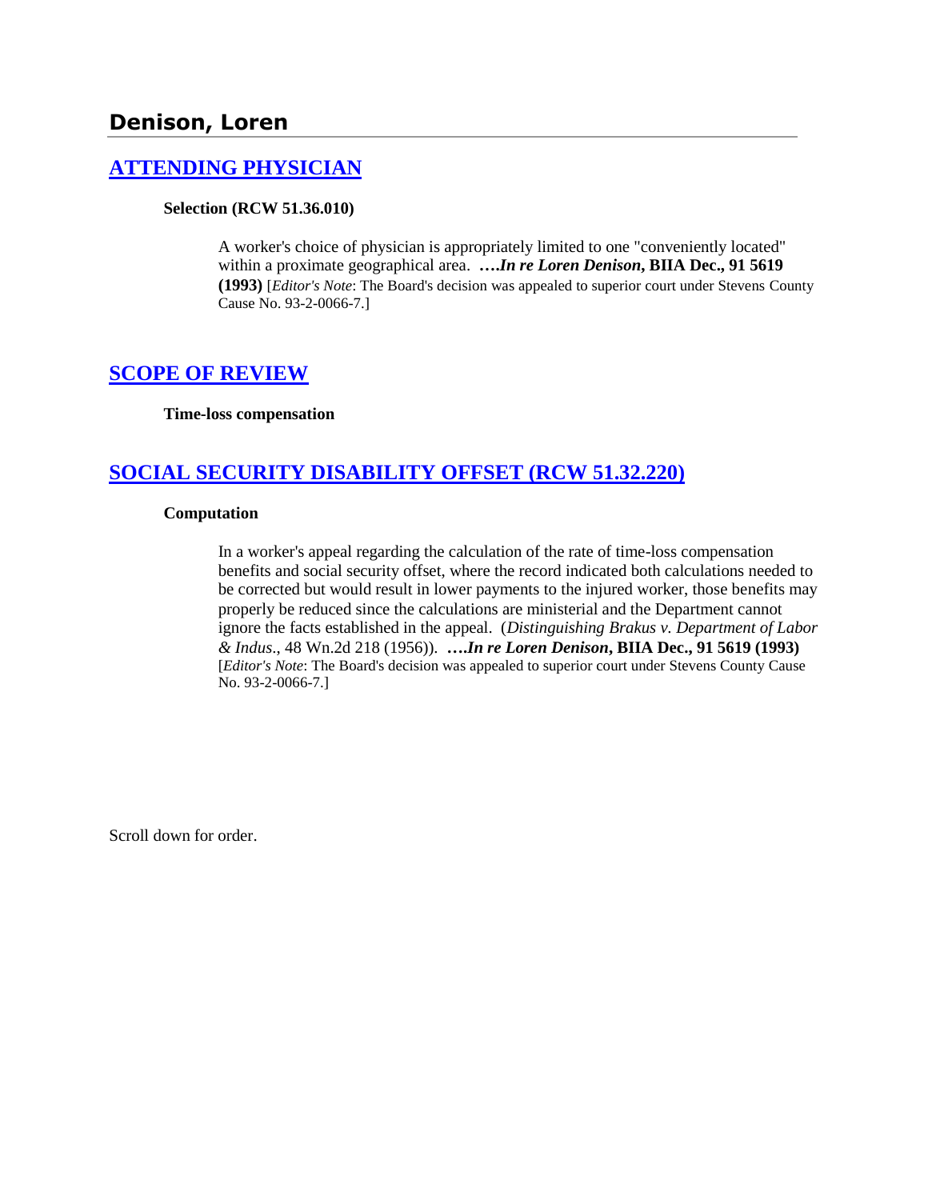## Denison, Loren

### ATTENDING PHYSICIAN

**Selection (RCW 51.36.010)**

A worker's choice of physician is appropriately limited to one "conveniently located" within a proximate geographical area. ***….In re Loren Denison*, BIIA Dec., 91 5619 (1993)** [*Editor's Note*: The Board's decision was appealed to superior court under Stevens County Cause No. 93-2-0066-7.]

### SCOPE OF REVIEW

**Time-loss compensation**

### SOCIAL SECURITY DISABILITY OFFSET (RCW 51.32.220)

**Computation**

In a worker's appeal regarding the calculation of the rate of time-loss compensation benefits and social security offset, where the record indicated both calculations needed to be corrected but would result in lower payments to the injured worker, those benefits may properly be reduced since the calculations are ministerial and the Department cannot ignore the facts established in the appeal. (*Distinguishing Brakus v. Department of Labor & Indus*., 48 Wn.2d 218 (1956)). ***….In re Loren Denison*, BIIA Dec., 91 5619 (1993)** [*Editor's Note*: The Board's decision was appealed to superior court under Stevens County Cause No. 93-2-0066-7.]

Scroll down for order.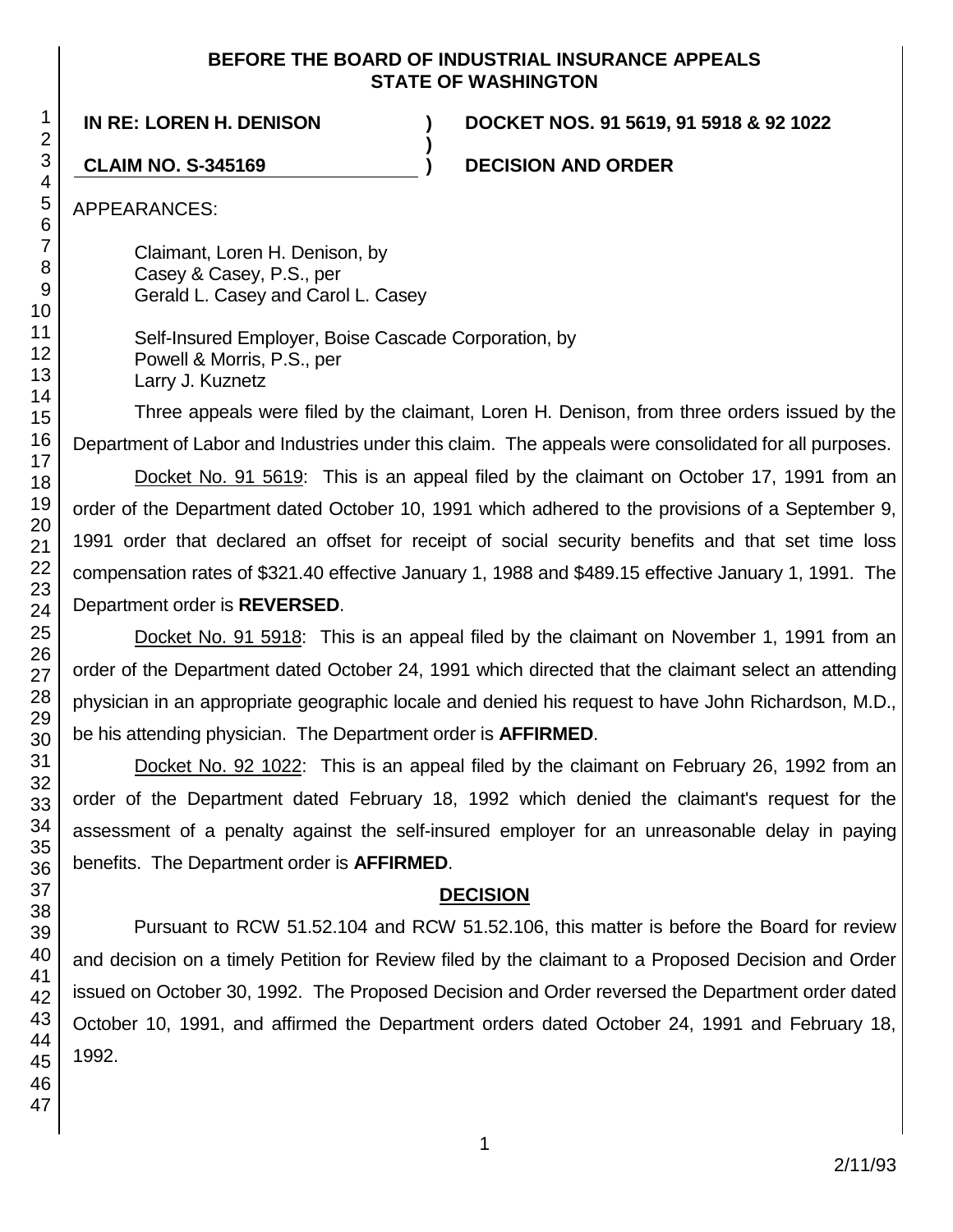**BEFORE THE BOARD OF INDUSTRIAL INSURANCE APPEALS STATE OF WASHINGTON**

**IN RE: LOREN H. DENISON** ) **DOCKET NOS. 91 5619, 91 5918 & 92 1022**

**CLAIM NO. S-345169** ) **DECISION AND ORDER**

APPEARANCES:

Claimant, Loren H. Denison, by
Casey & Casey, P.S., per
Gerald L. Casey and Carol L. Casey

Self-Insured Employer, Boise Cascade Corporation, by
Powell & Morris, P.S., per
Larry J. Kuznetz

Three appeals were filed by the claimant, Loren H. Denison, from three orders issued by the Department of Labor and Industries under this claim. The appeals were consolidated for all purposes.

Docket No. 91 5619: This is an appeal filed by the claimant on October 17, 1991 from an order of the Department dated October 10, 1991 which adhered to the provisions of a September 9, 1991 order that declared an offset for receipt of social security benefits and that set time loss compensation rates of $321.40 effective January 1, 1988 and $489.15 effective January 1, 1991. The Department order is **REVERSED**.

Docket No. 91 5918: This is an appeal filed by the claimant on November 1, 1991 from an order of the Department dated October 24, 1991 which directed that the claimant select an attending physician in an appropriate geographic locale and denied his request to have John Richardson, M.D., be his attending physician. The Department order is **AFFIRMED**.

Docket No. 92 1022: This is an appeal filed by the claimant on February 26, 1992 from an order of the Department dated February 18, 1992 which denied the claimant's request for the assessment of a penalty against the self-insured employer for an unreasonable delay in paying benefits. The Department order is **AFFIRMED**.

## DECISION

Pursuant to RCW 51.52.104 and RCW 51.52.106, this matter is before the Board for review and decision on a timely Petition for Review filed by the claimant to a Proposed Decision and Order issued on October 30, 1992. The Proposed Decision and Order reversed the Department order dated October 10, 1991, and affirmed the Department orders dated October 24, 1991 and February 18, 1992.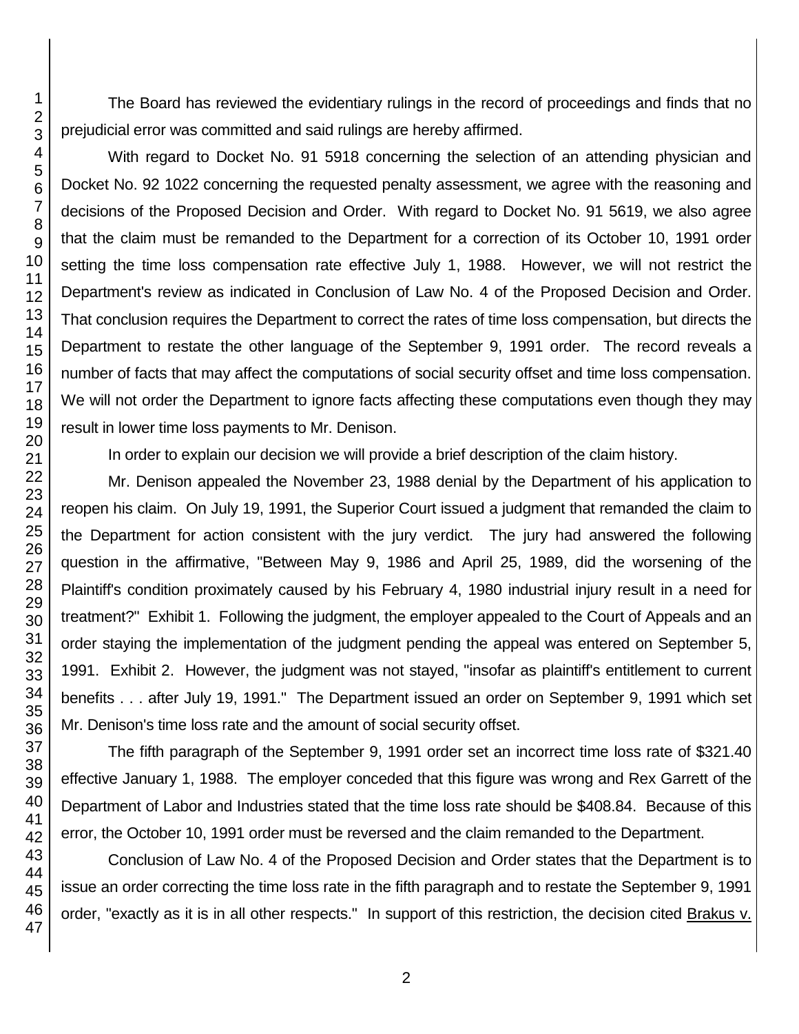The Board has reviewed the evidentiary rulings in the record of proceedings and finds that no prejudicial error was committed and said rulings are hereby affirmed.

With regard to Docket No. 91 5918 concerning the selection of an attending physician and Docket No. 92 1022 concerning the requested penalty assessment, we agree with the reasoning and decisions of the Proposed Decision and Order. With regard to Docket No. 91 5619, we also agree that the claim must be remanded to the Department for a correction of its October 10, 1991 order setting the time loss compensation rate effective July 1, 1988. However, we will not restrict the Department's review as indicated in Conclusion of Law No. 4 of the Proposed Decision and Order. That conclusion requires the Department to correct the rates of time loss compensation, but directs the Department to restate the other language of the September 9, 1991 order. The record reveals a number of facts that may affect the computations of social security offset and time loss compensation. We will not order the Department to ignore facts affecting these computations even though they may result in lower time loss payments to Mr. Denison.

In order to explain our decision we will provide a brief description of the claim history.

Mr. Denison appealed the November 23, 1988 denial by the Department of his application to reopen his claim. On July 19, 1991, the Superior Court issued a judgment that remanded the claim to the Department for action consistent with the jury verdict. The jury had answered the following question in the affirmative, "Between May 9, 1986 and April 25, 1989, did the worsening of the Plaintiff's condition proximately caused by his February 4, 1980 industrial injury result in a need for treatment?" Exhibit 1. Following the judgment, the employer appealed to the Court of Appeals and an order staying the implementation of the judgment pending the appeal was entered on September 5, 1991. Exhibit 2. However, the judgment was not stayed, "insofar as plaintiff's entitlement to current benefits . . . after July 19, 1991." The Department issued an order on September 9, 1991 which set Mr. Denison's time loss rate and the amount of social security offset.

The fifth paragraph of the September 9, 1991 order set an incorrect time loss rate of $321.40 effective January 1, 1988. The employer conceded that this figure was wrong and Rex Garrett of the Department of Labor and Industries stated that the time loss rate should be $408.84. Because of this error, the October 10, 1991 order must be reversed and the claim remanded to the Department.

Conclusion of Law No. 4 of the Proposed Decision and Order states that the Department is to issue an order correcting the time loss rate in the fifth paragraph and to restate the September 9, 1991 order, "exactly as it is in all other respects." In support of this restriction, the decision cited Brakus v.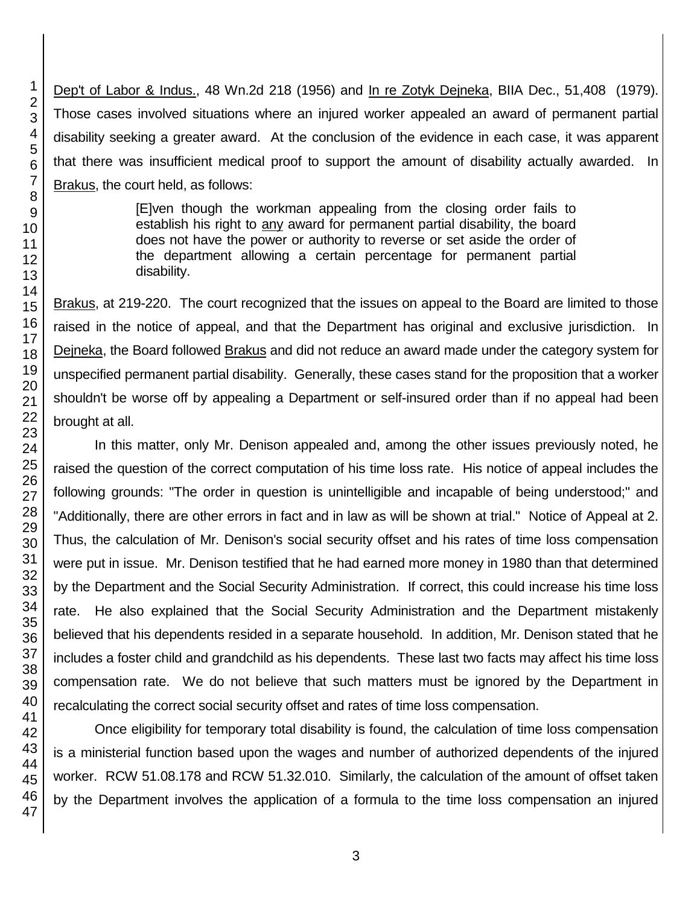Dep't of Labor & Indus., 48 Wn.2d 218 (1956) and In re Zotyk Dejneka, BIIA Dec., 51,408 (1979). Those cases involved situations where an injured worker appealed an award of permanent partial disability seeking a greater award. At the conclusion of the evidence in each case, it was apparent that there was insufficient medical proof to support the amount of disability actually awarded. In Brakus, the court held, as follows:

> [E]ven though the workman appealing from the closing order fails to establish his right to any award for permanent partial disability, the board does not have the power or authority to reverse or set aside the order of the department allowing a certain percentage for permanent partial disability.

Brakus, at 219-220. The court recognized that the issues on appeal to the Board are limited to those raised in the notice of appeal, and that the Department has original and exclusive jurisdiction. In Dejneka, the Board followed Brakus and did not reduce an award made under the category system for unspecified permanent partial disability. Generally, these cases stand for the proposition that a worker shouldn't be worse off by appealing a Department or self-insured order than if no appeal had been brought at all.

In this matter, only Mr. Denison appealed and, among the other issues previously noted, he raised the question of the correct computation of his time loss rate. His notice of appeal includes the following grounds: "The order in question is unintelligible and incapable of being understood;" and "Additionally, there are other errors in fact and in law as will be shown at trial." Notice of Appeal at 2. Thus, the calculation of Mr. Denison's social security offset and his rates of time loss compensation were put in issue. Mr. Denison testified that he had earned more money in 1980 than that determined by the Department and the Social Security Administration. If correct, this could increase his time loss rate. He also explained that the Social Security Administration and the Department mistakenly believed that his dependents resided in a separate household. In addition, Mr. Denison stated that he includes a foster child and grandchild as his dependents. These last two facts may affect his time loss compensation rate. We do not believe that such matters must be ignored by the Department in recalculating the correct social security offset and rates of time loss compensation.

Once eligibility for temporary total disability is found, the calculation of time loss compensation is a ministerial function based upon the wages and number of authorized dependents of the injured worker. RCW 51.08.178 and RCW 51.32.010. Similarly, the calculation of the amount of offset taken by the Department involves the application of a formula to the time loss compensation an injured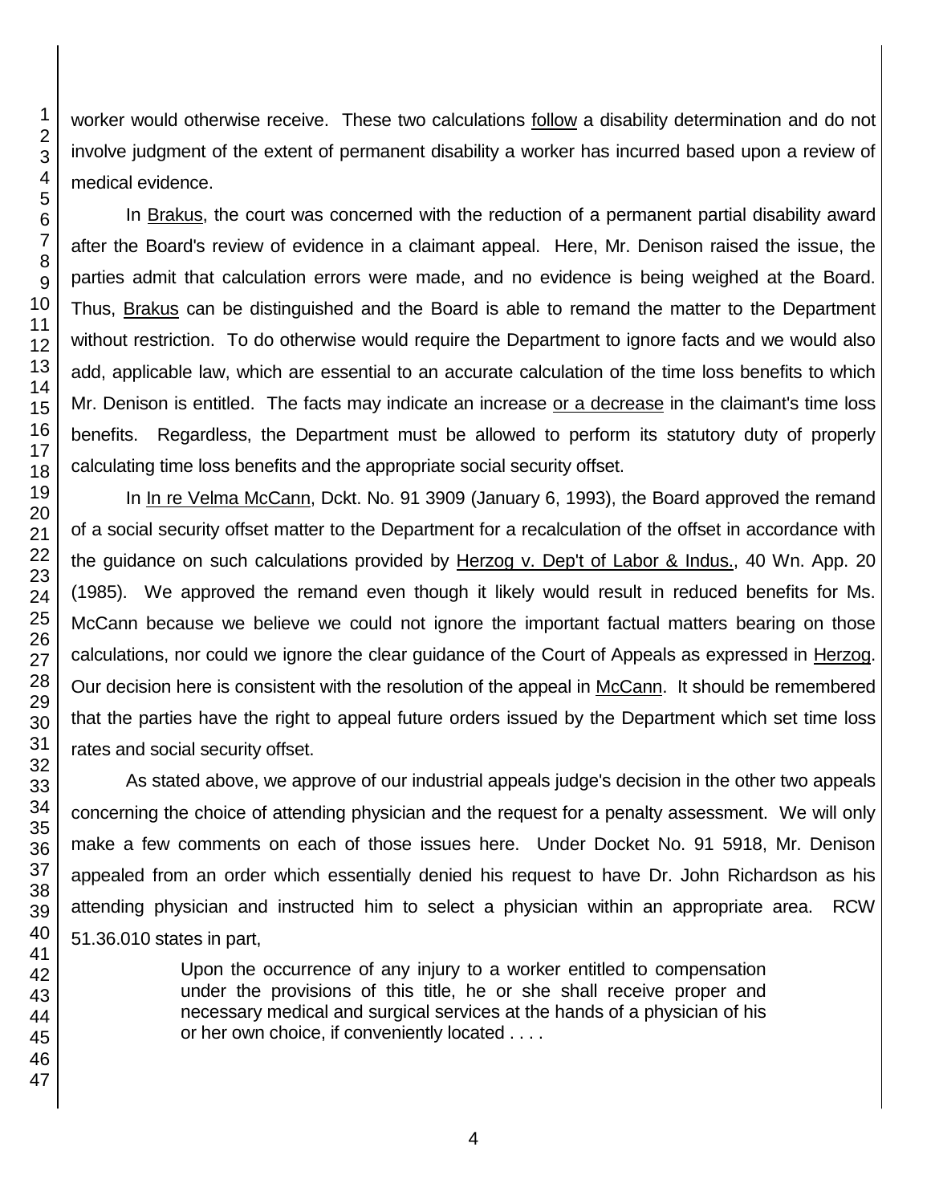worker would otherwise receive. These two calculations follow a disability determination and do not involve judgment of the extent of permanent disability a worker has incurred based upon a review of medical evidence.

In Brakus, the court was concerned with the reduction of a permanent partial disability award after the Board's review of evidence in a claimant appeal. Here, Mr. Denison raised the issue, the parties admit that calculation errors were made, and no evidence is being weighed at the Board. Thus, Brakus can be distinguished and the Board is able to remand the matter to the Department without restriction. To do otherwise would require the Department to ignore facts and we would also add, applicable law, which are essential to an accurate calculation of the time loss benefits to which Mr. Denison is entitled. The facts may indicate an increase or a decrease in the claimant's time loss benefits. Regardless, the Department must be allowed to perform its statutory duty of properly calculating time loss benefits and the appropriate social security offset.

In In re Velma McCann, Dckt. No. 91 3909 (January 6, 1993), the Board approved the remand of a social security offset matter to the Department for a recalculation of the offset in accordance with the guidance on such calculations provided by Herzog v. Dep't of Labor & Indus., 40 Wn. App. 20 (1985). We approved the remand even though it likely would result in reduced benefits for Ms. McCann because we believe we could not ignore the important factual matters bearing on those calculations, nor could we ignore the clear guidance of the Court of Appeals as expressed in Herzog. Our decision here is consistent with the resolution of the appeal in McCann. It should be remembered that the parties have the right to appeal future orders issued by the Department which set time loss rates and social security offset.

As stated above, we approve of our industrial appeals judge's decision in the other two appeals concerning the choice of attending physician and the request for a penalty assessment. We will only make a few comments on each of those issues here. Under Docket No. 91 5918, Mr. Denison appealed from an order which essentially denied his request to have Dr. John Richardson as his attending physician and instructed him to select a physician within an appropriate area. RCW 51.36.010 states in part,

> Upon the occurrence of any injury to a worker entitled to compensation under the provisions of this title, he or she shall receive proper and necessary medical and surgical services at the hands of a physician of his or her own choice, if conveniently located . . . .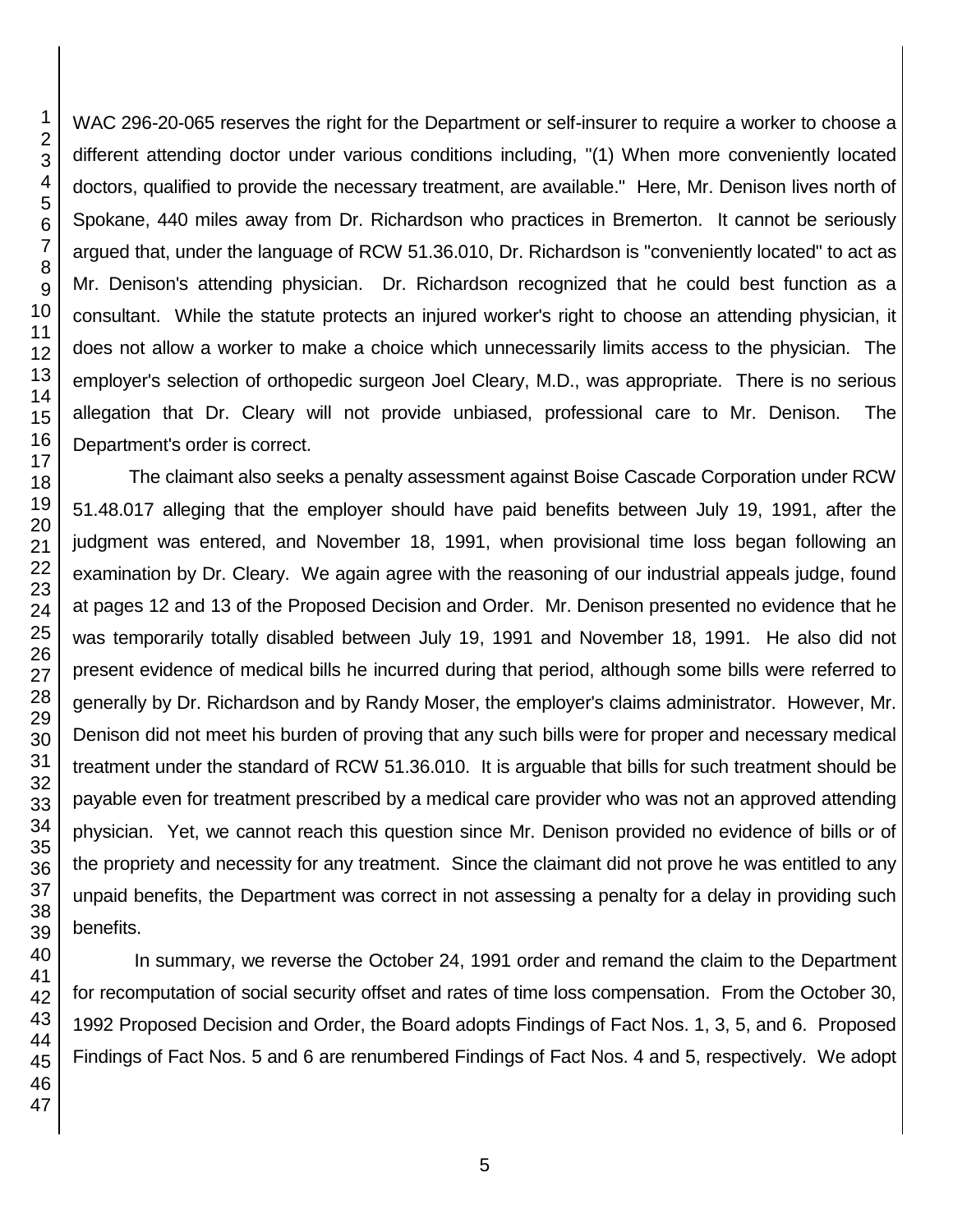WAC 296-20-065 reserves the right for the Department or self-insurer to require a worker to choose a different attending doctor under various conditions including, "(1) When more conveniently located doctors, qualified to provide the necessary treatment, are available." Here, Mr. Denison lives north of Spokane, 440 miles away from Dr. Richardson who practices in Bremerton. It cannot be seriously argued that, under the language of RCW 51.36.010, Dr. Richardson is "conveniently located" to act as Mr. Denison's attending physician. Dr. Richardson recognized that he could best function as a consultant. While the statute protects an injured worker's right to choose an attending physician, it does not allow a worker to make a choice which unnecessarily limits access to the physician. The employer's selection of orthopedic surgeon Joel Cleary, M.D., was appropriate. There is no serious allegation that Dr. Cleary will not provide unbiased, professional care to Mr. Denison. The Department's order is correct.

The claimant also seeks a penalty assessment against Boise Cascade Corporation under RCW 51.48.017 alleging that the employer should have paid benefits between July 19, 1991, after the judgment was entered, and November 18, 1991, when provisional time loss began following an examination by Dr. Cleary. We again agree with the reasoning of our industrial appeals judge, found at pages 12 and 13 of the Proposed Decision and Order. Mr. Denison presented no evidence that he was temporarily totally disabled between July 19, 1991 and November 18, 1991. He also did not present evidence of medical bills he incurred during that period, although some bills were referred to generally by Dr. Richardson and by Randy Moser, the employer's claims administrator. However, Mr. Denison did not meet his burden of proving that any such bills were for proper and necessary medical treatment under the standard of RCW 51.36.010. It is arguable that bills for such treatment should be payable even for treatment prescribed by a medical care provider who was not an approved attending physician. Yet, we cannot reach this question since Mr. Denison provided no evidence of bills or of the propriety and necessity for any treatment. Since the claimant did not prove he was entitled to any unpaid benefits, the Department was correct in not assessing a penalty for a delay in providing such benefits.

In summary, we reverse the October 24, 1991 order and remand the claim to the Department for recomputation of social security offset and rates of time loss compensation. From the October 30, 1992 Proposed Decision and Order, the Board adopts Findings of Fact Nos. 1, 3, 5, and 6. Proposed Findings of Fact Nos. 5 and 6 are renumbered Findings of Fact Nos. 4 and 5, respectively. We adopt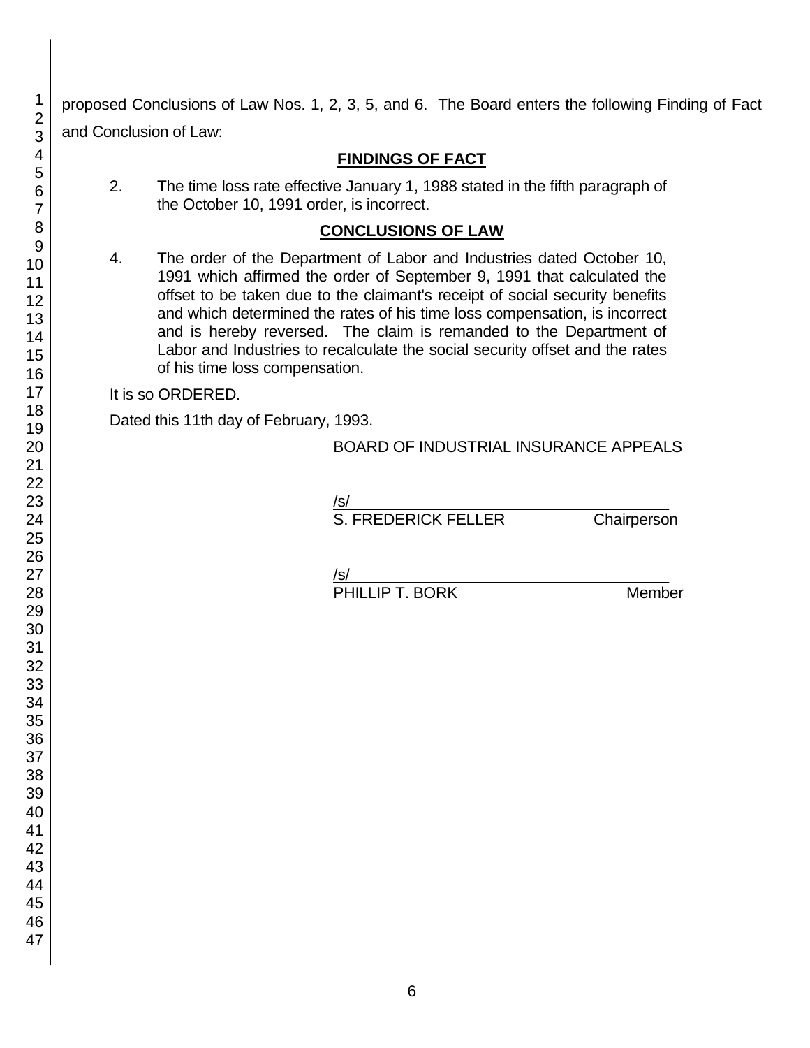proposed Conclusions of Law Nos. 1, 2, 3, 5, and 6. The Board enters the following Finding of Fact and Conclusion of Law:

## FINDINGS OF FACT

2. The time loss rate effective January 1, 1988 stated in the fifth paragraph of the October 10, 1991 order, is incorrect.

## CONCLUSIONS OF LAW

4. The order of the Department of Labor and Industries dated October 10, 1991 which affirmed the order of September 9, 1991 that calculated the offset to be taken due to the claimant's receipt of social security benefits and which determined the rates of his time loss compensation, is incorrect and is hereby reversed. The claim is remanded to the Department of Labor and Industries to recalculate the social security offset and the rates of his time loss compensation.

It is so ORDERED.

Dated this 11th day of February, 1993.

BOARD OF INDUSTRIAL INSURANCE APPEALS

/s/
S. FREDERICK FELLER Chairperson

/s/
PHILLIP T. BORK Member